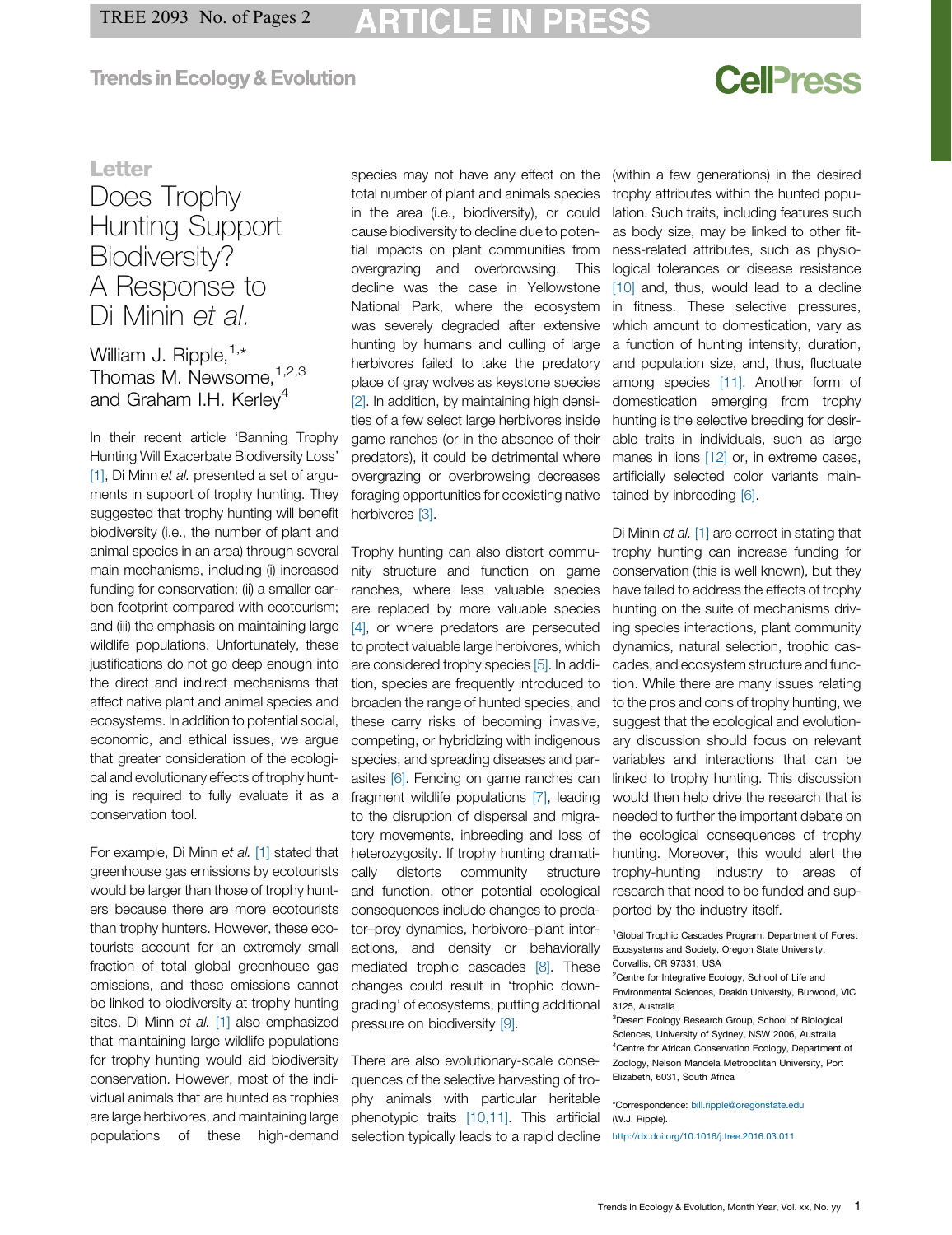Letter

# Does Trophy Hunting Support Biodiversity? A Response to Di Minin *et al.*

William J. Ripple,[1,*] Thomas M. Newsome,[1,2,3] and Graham I.H. Kerley[4]

In their recent article 'Banning Trophy Hunting Will Exacerbate Biodiversity Loss' [1], Di Minn *et al.* presented a set of arguments in support of trophy hunting. They suggested that trophy hunting will benefit biodiversity (i.e., the number of plant and animal species in an area) through several main mechanisms, including (i) increased funding for conservation; (ii) a smaller carbon footprint compared with ecotourism; and (iii) the emphasis on maintaining large wildlife populations. Unfortunately, these justifications do not go deep enough into the direct and indirect mechanisms that affect native plant and animal species and ecosystems. In addition to potential social, economic, and ethical issues, we argue that greater consideration of the ecological and evolutionary effects of trophy hunting is required to fully evaluate it as a conservation tool.

For example, Di Minn *et al.* [1] stated that greenhouse gas emissions by ecotourists would be larger than those of trophy hunters because there are more ecotourists than trophy hunters. However, these ecotourists account for an extremely small fraction of total global greenhouse gas emissions, and these emissions cannot be linked to biodiversity at trophy hunting sites. Di Minn *et al.* [1] also emphasized that maintaining large wildlife populations for trophy hunting would aid biodiversity conservation. However, most of the individual animals that are hunted as trophies are large herbivores, and maintaining large populations of these high-demand species may not have any effect on the total number of plant and animals species in the area (i.e., biodiversity), or could cause biodiversity to decline due to potential impacts on plant communities from overgrazing and overbrowsing. This decline was the case in Yellowstone National Park, where the ecosystem was severely degraded after extensive hunting by humans and culling of large herbivores failed to take the predatory place of gray wolves as keystone species [2]. In addition, by maintaining high densities of a few select large herbivores inside game ranches (or in the absence of their predators), it could be detrimental where overgrazing or overbrowsing decreases foraging opportunities for coexisting native herbivores [3].

Trophy hunting can also distort community structure and function on game ranches, where less valuable species are replaced by more valuable species [4], or where predators are persecuted to protect valuable large herbivores, which are considered trophy species [5]. In addition, species are frequently introduced to broaden the range of hunted species, and these carry risks of becoming invasive, competing, or hybridizing with indigenous species, and spreading diseases and parasites [6]. Fencing on game ranches can fragment wildlife populations [7], leading to the disruption of dispersal and migratory movements, inbreeding and loss of heterozygosity. If trophy hunting dramatically distorts community structure and function, other potential ecological consequences include changes to predator–prey dynamics, herbivore–plant interactions, and density or behaviorally mediated trophic cascades [8]. These changes could result in 'trophic downgrading' of ecosystems, putting additional pressure on biodiversity [9].

There are also evolutionary-scale consequences of the selective harvesting of trophy animals with particular heritable phenotypic traits [10,11]. This artificial selection typically leads to a rapid decline (within a few generations) in the desired trophy attributes within the hunted population. Such traits, including features such as body size, may be linked to other fitness-related attributes, such as physiological tolerances or disease resistance [10] and, thus, would lead to a decline in fitness. These selective pressures, which amount to domestication, vary as a function of hunting intensity, duration, and population size, and, thus, fluctuate among species [11]. Another form of domestication emerging from trophy hunting is the selective breeding for desirable traits in individuals, such as large manes in lions [12] or, in extreme cases, artificially selected color variants maintained by inbreeding [6].

Di Minin *et al.* [1] are correct in stating that trophy hunting can increase funding for conservation (this is well known), but they have failed to address the effects of trophy hunting on the suite of mechanisms driving species interactions, plant community dynamics, natural selection, trophic cascades, and ecosystem structure and function. While there are many issues relating to the pros and cons of trophy hunting, we suggest that the ecological and evolutionary discussion should focus on relevant variables and interactions that can be linked to trophy hunting. This discussion would then help drive the research that is needed to further the important debate on the ecological consequences of trophy hunting. Moreover, this would alert the trophy-hunting industry to areas of research that need to be funded and supported by the industry itself.

[1]Global Trophic Cascades Program, Department of Forest Ecosystems and Society, Oregon State University, Corvallis, OR 97331, USA

[2]Centre for Integrative Ecology, School of Life and Environmental Sciences, Deakin University, Burwood, VIC 3125, Australia

[3]Desert Ecology Research Group, School of Biological Sciences, University of Sydney, NSW 2006, Australia

[4]Centre for African Conservation Ecology, Department of Zoology, Nelson Mandela Metropolitan University, Port Elizabeth, 6031, South Africa

*Correspondence: bill.ripple@oregonstate.edu (W.J. Ripple).

http://dx.doi.org/10.1016/j.tree.2016.03.011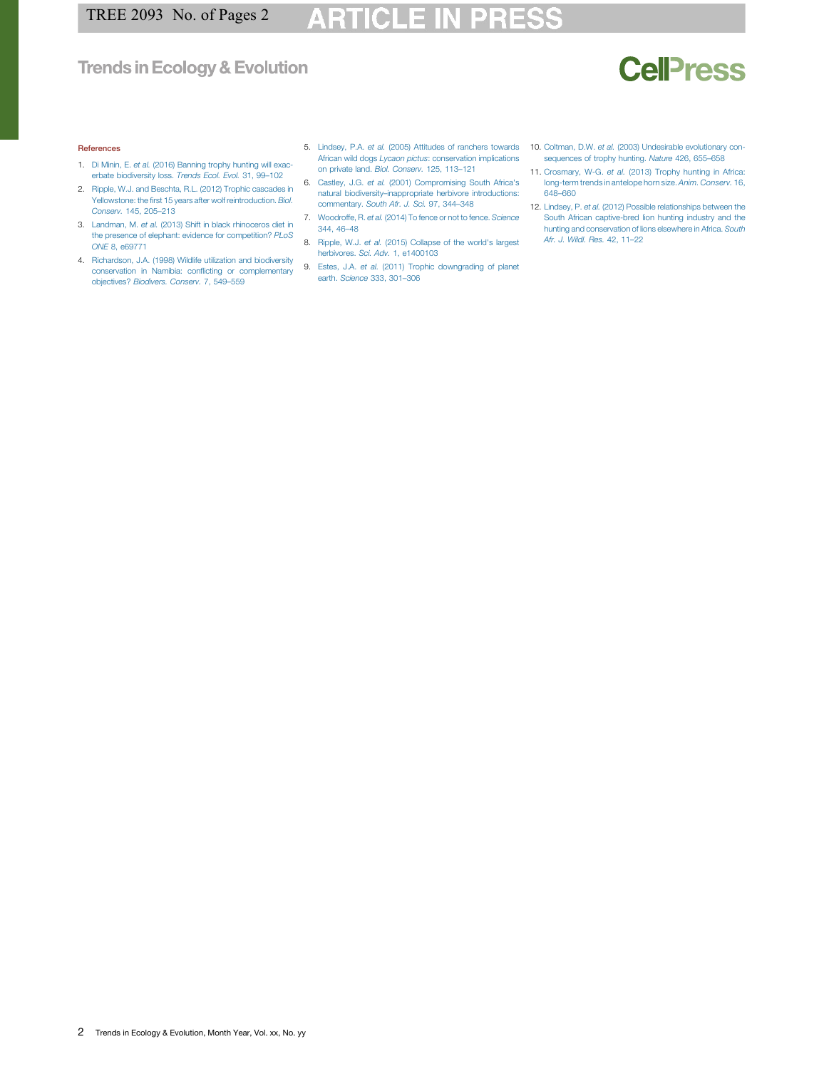## References

1. Di Minin, E. *et al.* (2016) Banning trophy hunting will exacerbate biodiversity loss. *Trends Ecol. Evol.* 31, 99–102
2. Ripple, W.J. and Beschta, R.L. (2012) Trophic cascades in Yellowstone: the first 15 years after wolf reintroduction. *Biol. Conserv.* 145, 205–213
3. Landman, M. *et al.* (2013) Shift in black rhinoceros diet in the presence of elephant: evidence for competition? *PLoS ONE* 8, e69771
4. Richardson, J.A. (1998) Wildlife utilization and biodiversity conservation in Namibia: conflicting or complementary objectives? *Biodivers. Conserv.* 7, 549–559
5. Lindsey, P.A. *et al.* (2005) Attitudes of ranchers towards African wild dogs *Lycaon pictus*: conservation implications on private land. *Biol. Conserv.* 125, 113–121
6. Castley, J.G. *et al.* (2001) Compromising South Africa's natural biodiversity–inappropriate herbivore introductions: commentary. *South Afr. J. Sci.* 97, 344–348
7. Woodroffe, R. *et al.* (2014) To fence or not to fence. *Science* 344, 46–48
8. Ripple, W.J. *et al.* (2015) Collapse of the world's largest herbivores. *Sci. Adv.* 1, e1400103
9. Estes, J.A. *et al.* (2011) Trophic downgrading of planet earth. *Science* 333, 301–306
10. Coltman, D.W. *et al.* (2003) Undesirable evolutionary consequences of trophy hunting. *Nature* 426, 655–658
11. Crosmary, W-G. *et al.* (2013) Trophy hunting in Africa: long-term trends in antelope horn size. *Anim. Conserv.* 16, 648–660
12. Lindsey, P. *et al.* (2012) Possible relationships between the South African captive-bred lion hunting industry and the hunting and conservation of lions elsewhere in Africa. *South Afr. J. Wildl. Res.* 42, 11–22